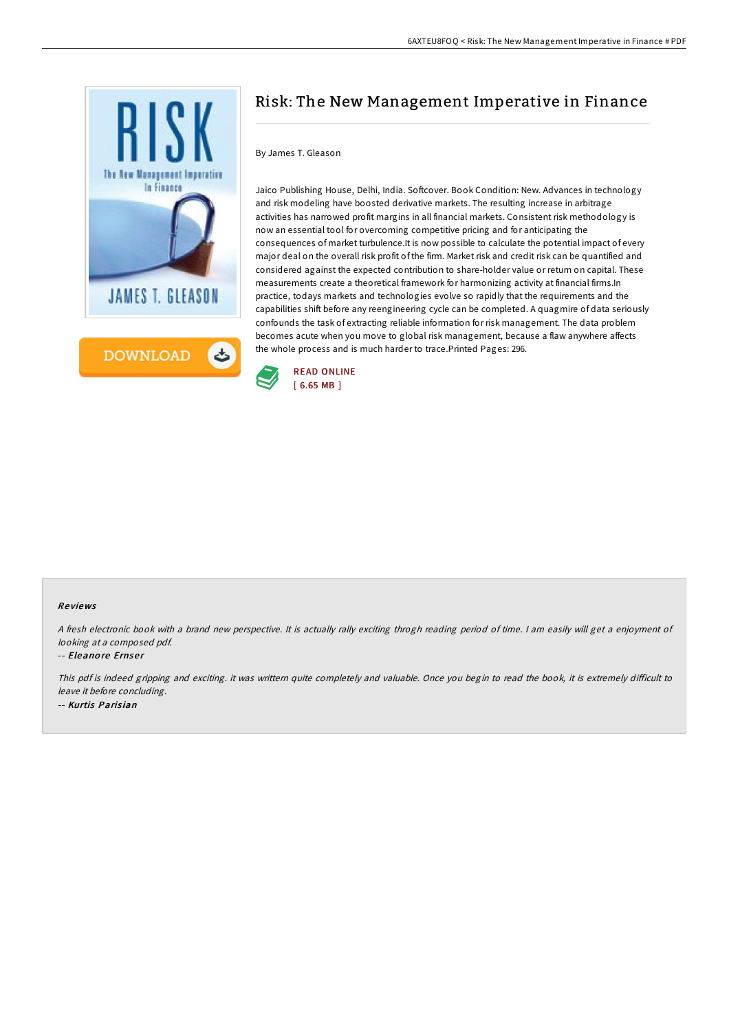# Risk: The New Management Imperative in Finance

By James T. Gleason

Jaico Publishing House, Delhi, India. Softcover. Book Condition: New. Advances in technology and risk modeling have boosted derivative markets. The resulting increase in arbitrage activities has narrowed profit margins in all financial markets. Consistent risk methodology is now an essential tool for overcoming competitive pricing and for anticipating the consequences of market turbulence.It is now possible to calculate the potential impact of every major deal on the overall risk profit of the firm. Market risk and credit risk can be quantified and considered against the expected contribution to share-holder value or return on capital. These measurements create a theoretical framework for harmonizing activity at financial firms.In practice, todays markets and technologies evolve so rapidly that the requirements and the capabilities shift before any reengineering cycle can be completed. A quagmire of data seriously confounds the task of extracting reliable information for risk management. The data problem becomes acute when you move to global risk management, because a flaw anywhere affects the whole process and is much harder to trace.Printed Pages: 296.

READ ONLINE
[ 6.65 MB ]

## Reviews

*A fresh electronic book with a brand new perspective. It is actually rally exciting throgh reading period of time. I am easily will get a enjoyment of looking at a composed pdf.*

-- ***Eleanore Ernser***

*This pdf is indeed gripping and exciting. it was writtern quite completely and valuable. Once you begin to read the book, it is extremely difficult to leave it before concluding.*

-- ***Kurtis Parisian***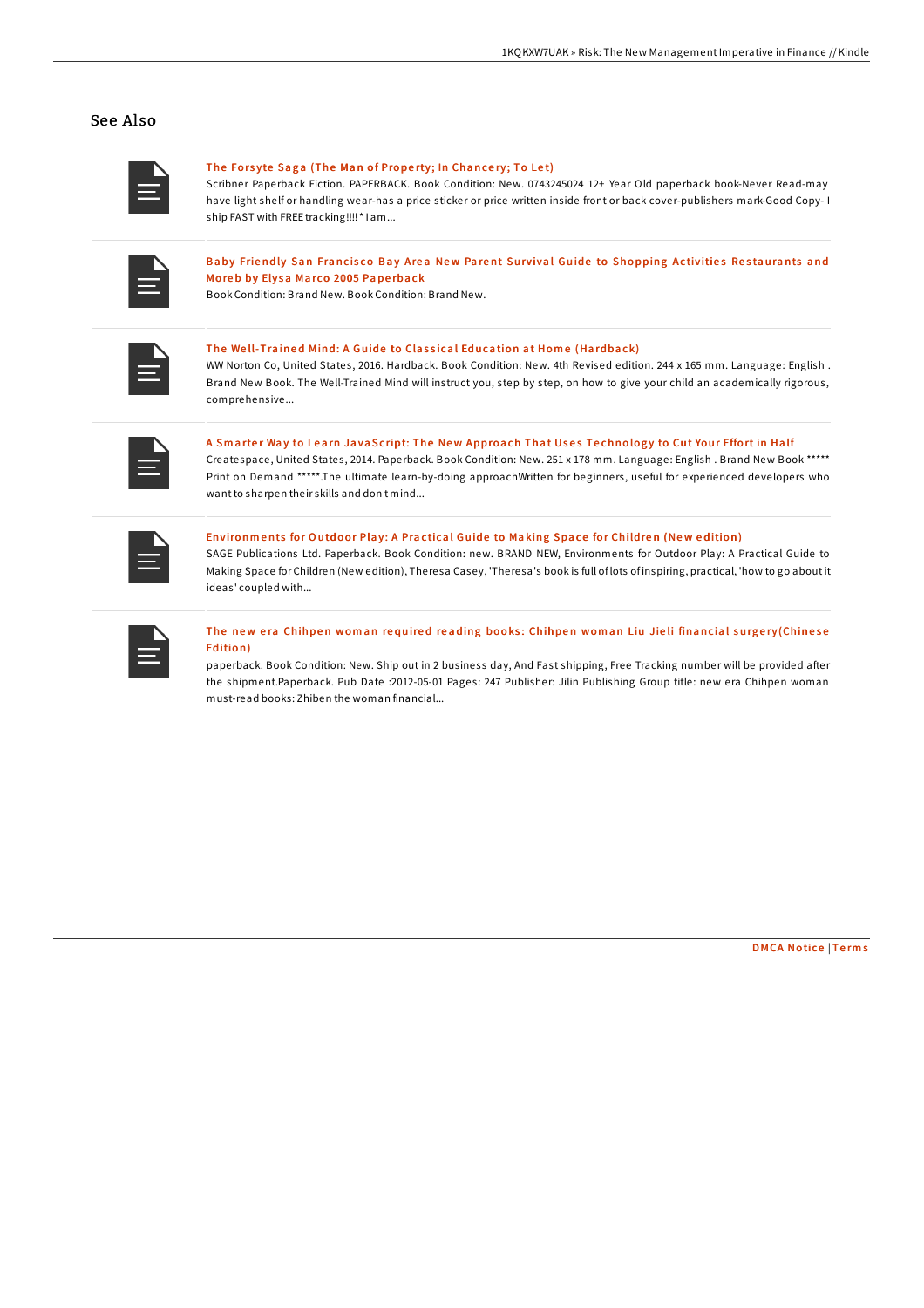## See Also

### The Forsyte Saga (The Man of Property; In Chancery; To Let)

Scribner Paperback Fiction. PAPERBACK. Book Condition: New. 0743245024 12+ Year Old paperback book-Never Read-may have light shelf or handling wear-has a price sticker or price written inside front or back cover-publishers mark-Good Copy- I ship FAST with FREE tracking!!!! * I am...

### Baby Friendly San Francisco Bay Area New Parent Survival Guide to Shopping Activities Restaurants and Moreb by Elysa Marco 2005 Paperback

Book Condition: Brand New. Book Condition: Brand New.

### The Well-Trained Mind: A Guide to Classical Education at Home (Hardback)

WW Norton Co, United States, 2016. Hardback. Book Condition: New. 4th Revised edition. 244 x 165 mm. Language: English . Brand New Book. The Well-Trained Mind will instruct you, step by step, on how to give your child an academically rigorous, comprehensive...

### A Smarter Way to Learn JavaScript: The New Approach That Uses Technology to Cut Your Effort in Half

Createspace, United States, 2014. Paperback. Book Condition: New. 251 x 178 mm. Language: English . Brand New Book ***** Print on Demand *****.The ultimate learn-by-doing approachWritten for beginners, useful for experienced developers who want to sharpen their skills and don t mind...

### Environments for Outdoor Play: A Practical Guide to Making Space for Children (New edition)

SAGE Publications Ltd. Paperback. Book Condition: new. BRAND NEW, Environments for Outdoor Play: A Practical Guide to Making Space for Children (New edition), Theresa Casey, 'Theresa's book is full of lots of inspiring, practical, 'how to go about it ideas' coupled with...

### The new era Chihpen woman required reading books: Chihpen woman Liu Jieli financial surgery(Chinese Edition)

paperback. Book Condition: New. Ship out in 2 business day, And Fast shipping, Free Tracking number will be provided after the shipment.Paperback. Pub Date :2012-05-01 Pages: 247 Publisher: Jilin Publishing Group title: new era Chihpen woman must-read books: Zhiben the woman financial...